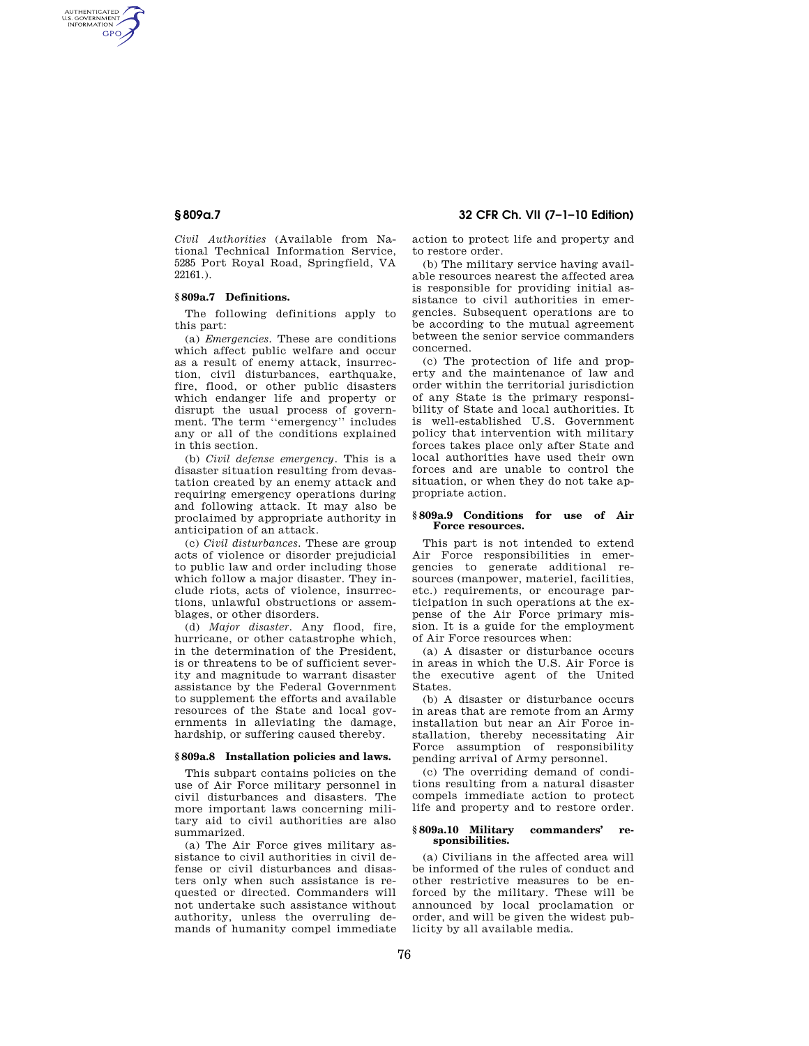*Civil Authorities* (Available from National Technical Information Service, 5285 Port Royal Road, Springfield, VA 22161.).

### § 809a.7 Definitions.

The following definitions apply to this part:

(a) *Emergencies.* These are conditions which affect public welfare and occur as a result of enemy attack, insurrection, civil disturbances, earthquake, fire, flood, or other public disasters which endanger life and property or disrupt the usual process of government. The term ''emergency'' includes any or all of the conditions explained in this section.

(b) *Civil defense emergency.* This is a disaster situation resulting from devastation created by an enemy attack and requiring emergency operations during and following attack. It may also be proclaimed by appropriate authority in anticipation of an attack.

(c) *Civil disturbances.* These are group acts of violence or disorder prejudicial to public law and order including those which follow a major disaster. They include riots, acts of violence, insurrections, unlawful obstructions or assemblages, or other disorders.

(d) *Major disaster.* Any flood, fire, hurricane, or other catastrophe which, in the determination of the President, is or threatens to be of sufficient severity and magnitude to warrant disaster assistance by the Federal Government to supplement the efforts and available resources of the State and local governments in alleviating the damage, hardship, or suffering caused thereby.

### § 809a.8 Installation policies and laws.

This subpart contains policies on the use of Air Force military personnel in civil disturbances and disasters. The more important laws concerning military aid to civil authorities are also summarized.

(a) The Air Force gives military assistance to civil authorities in civil defense or civil disturbances and disasters only when such assistance is requested or directed. Commanders will not undertake such assistance without authority, unless the overruling demands of humanity compel immediate action to protect life and property and to restore order.

(b) The military service having available resources nearest the affected area is responsible for providing initial assistance to civil authorities in emergencies. Subsequent operations are to be according to the mutual agreement between the senior service commanders concerned.

(c) The protection of life and property and the maintenance of law and order within the territorial jurisdiction of any State is the primary responsibility of State and local authorities. It is well-established U.S. Government policy that intervention with military forces takes place only after State and local authorities have used their own forces and are unable to control the situation, or when they do not take appropriate action.

### § 809a.9 Conditions for use of Air Force resources.

This part is not intended to extend Air Force responsibilities in emergencies to generate additional resources (manpower, materiel, facilities, etc.) requirements, or encourage participation in such operations at the expense of the Air Force primary mission. It is a guide for the employment of Air Force resources when:

(a) A disaster or disturbance occurs in areas in which the U.S. Air Force is the executive agent of the United States.

(b) A disaster or disturbance occurs in areas that are remote from an Army installation but near an Air Force installation, thereby necessitating Air Force assumption of responsibility pending arrival of Army personnel.

(c) The overriding demand of conditions resulting from a natural disaster compels immediate action to protect life and property and to restore order.

### § 809a.10 Military commanders' responsibilities.

(a) Civilians in the affected area will be informed of the rules of conduct and other restrictive measures to be enforced by the military. These will be announced by local proclamation or order, and will be given the widest publicity by all available media.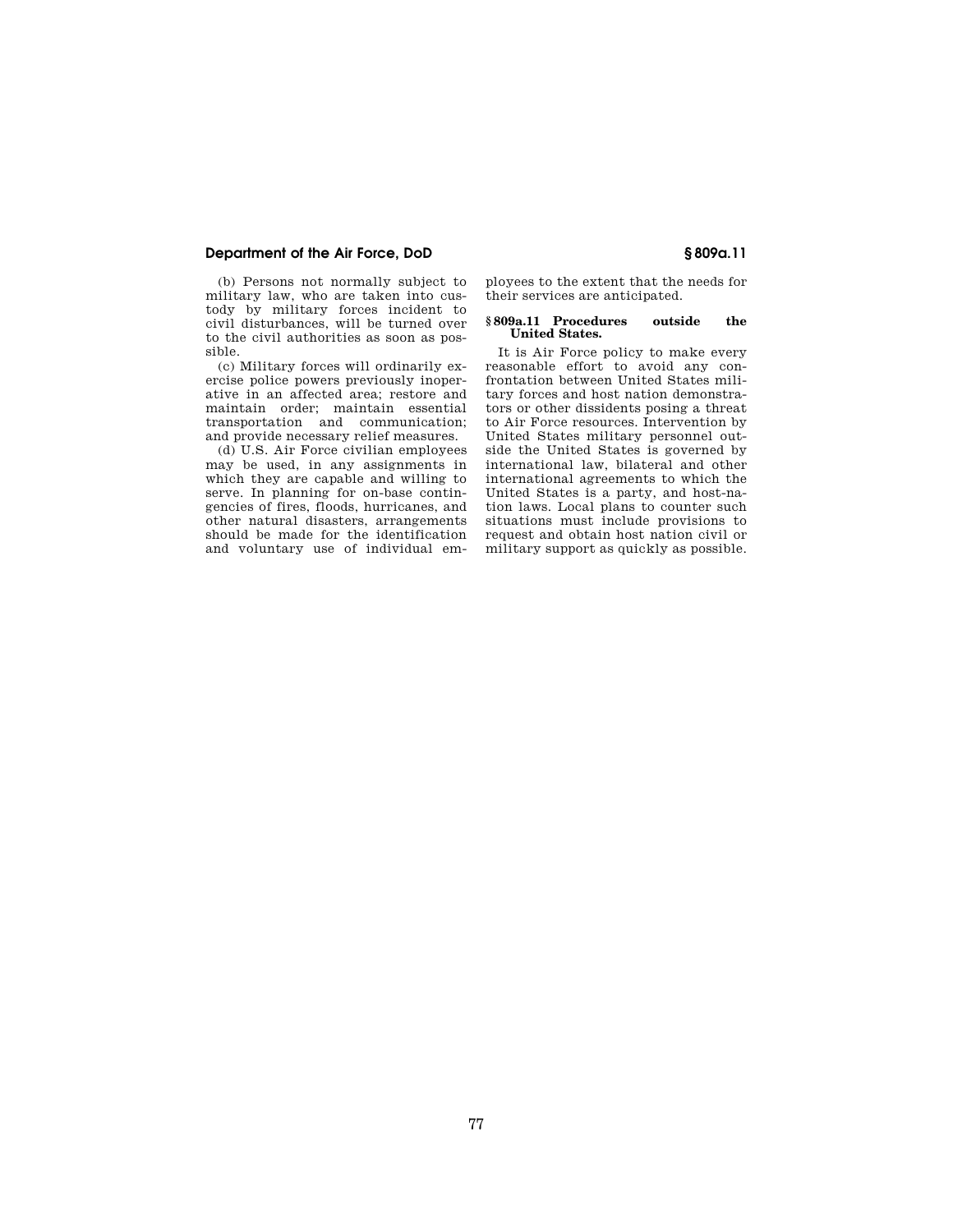(b) Persons not normally subject to military law, who are taken into custody by military forces incident to civil disturbances, will be turned over to the civil authorities as soon as possible.

(c) Military forces will ordinarily exercise police powers previously inoperative in an affected area; restore and maintain order; maintain essential transportation and communication; and provide necessary relief measures.

(d) U.S. Air Force civilian employees may be used, in any assignments in which they are capable and willing to serve. In planning for on-base contingencies of fires, floods, hurricanes, and other natural disasters, arrangements should be made for the identification and voluntary use of individual employees to the extent that the needs for their services are anticipated.

### § 809a.11 Procedures outside the United States.

It is Air Force policy to make every reasonable effort to avoid any confrontation between United States military forces and host nation demonstrators or other dissidents posing a threat to Air Force resources. Intervention by United States military personnel outside the United States is governed by international law, bilateral and other international agreements to which the United States is a party, and host-nation laws. Local plans to counter such situations must include provisions to request and obtain host nation civil or military support as quickly as possible.